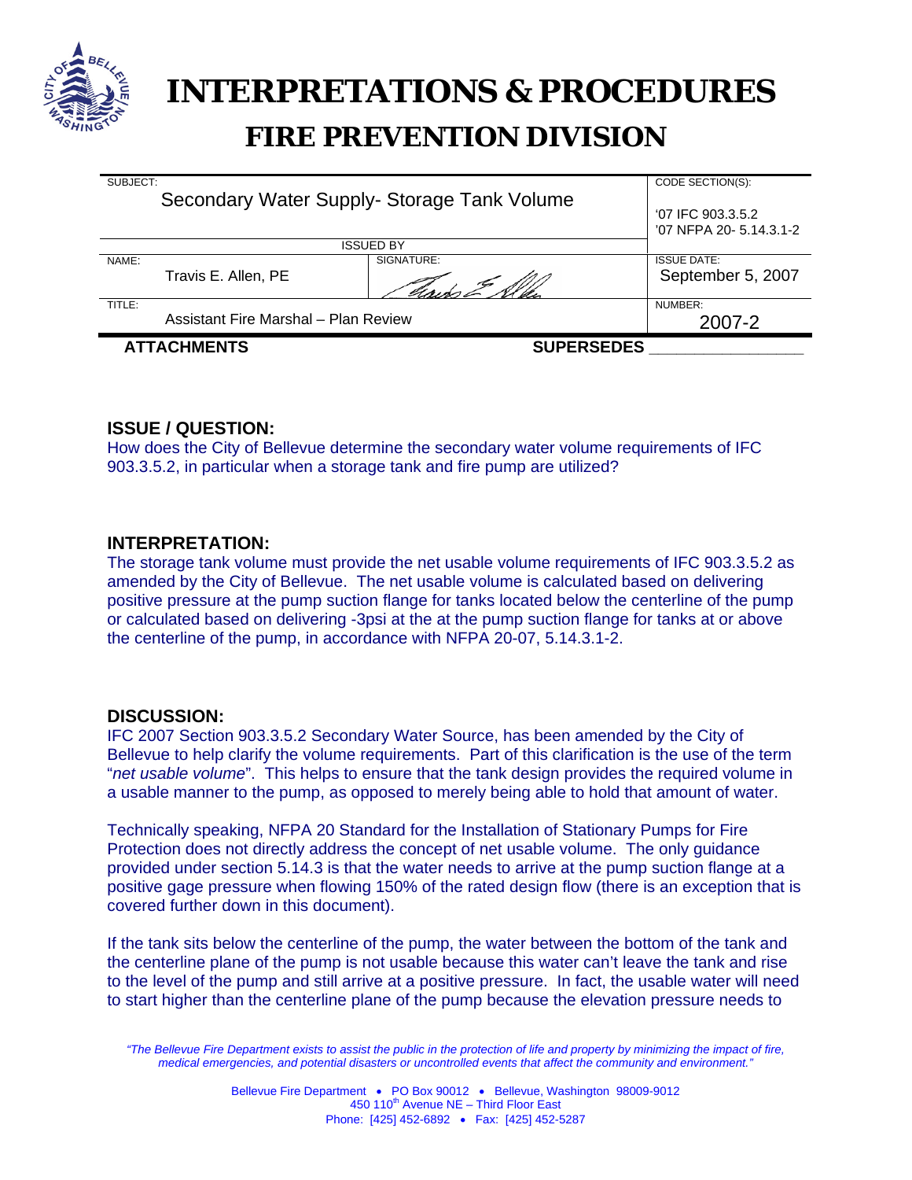# INTERPRETATIONS & PROCEDURES

## FIRE PREVENTION DIVISION

| SUBJECT: Secondary Water Supply- Storage Tank Volume | | CODE SECTION(S): '07 IFC 903.3.5.2 '07 NFPA 20- 5.14.3.1-2 |
|---|---|---|
| ISSUED BY | | |
| NAME: Travis E. Allen, PE | SIGNATURE: | ISSUE DATE: September 5, 2007 |
| TITLE: Assistant Fire Marshal – Plan Review | | NUMBER: 2007-2 |

**ATTACHMENTS** **SUPERSEDES** ________________

### ISSUE / QUESTION:

How does the City of Bellevue determine the secondary water volume requirements of IFC 903.3.5.2, in particular when a storage tank and fire pump are utilized?

### INTERPRETATION:

The storage tank volume must provide the net usable volume requirements of IFC 903.3.5.2 as amended by the City of Bellevue. The net usable volume is calculated based on delivering positive pressure at the pump suction flange for tanks located below the centerline of the pump or calculated based on delivering -3psi at the at the pump suction flange for tanks at or above the centerline of the pump, in accordance with NFPA 20-07, 5.14.3.1-2.

### DISCUSSION:

IFC 2007 Section 903.3.5.2 Secondary Water Source, has been amended by the City of Bellevue to help clarify the volume requirements. Part of this clarification is the use of the term "*net usable volume*". This helps to ensure that the tank design provides the required volume in a usable manner to the pump, as opposed to merely being able to hold that amount of water.

Technically speaking, NFPA 20 Standard for the Installation of Stationary Pumps for Fire Protection does not directly address the concept of net usable volume. The only guidance provided under section 5.14.3 is that the water needs to arrive at the pump suction flange at a positive gage pressure when flowing 150% of the rated design flow (there is an exception that is covered further down in this document).

If the tank sits below the centerline of the pump, the water between the bottom of the tank and the centerline plane of the pump is not usable because this water can't leave the tank and rise to the level of the pump and still arrive at a positive pressure. In fact, the usable water will need to start higher than the centerline plane of the pump because the elevation pressure needs to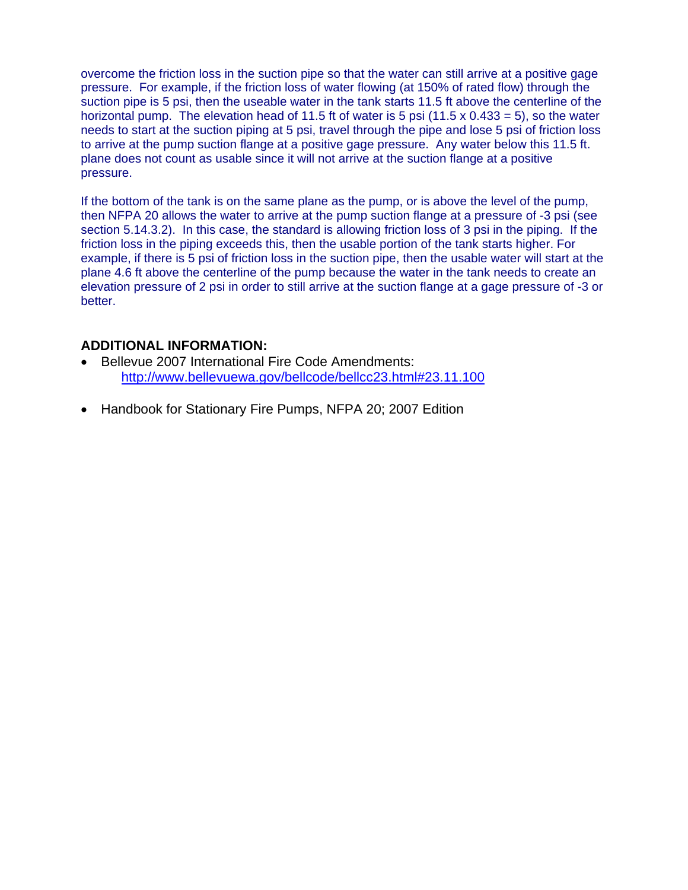overcome the friction loss in the suction pipe so that the water can still arrive at a positive gage pressure. For example, if the friction loss of water flowing (at 150% of rated flow) through the suction pipe is 5 psi, then the useable water in the tank starts 11.5 ft above the centerline of the horizontal pump. The elevation head of 11.5 ft of water is 5 psi ($11.5 \times 0.433 = 5$), so the water needs to start at the suction piping at 5 psi, travel through the pipe and lose 5 psi of friction loss to arrive at the pump suction flange at a positive gage pressure. Any water below this 11.5 ft. plane does not count as usable since it will not arrive at the suction flange at a positive pressure.

If the bottom of the tank is on the same plane as the pump, or is above the level of the pump, then NFPA 20 allows the water to arrive at the pump suction flange at a pressure of -3 psi (see section 5.14.3.2). In this case, the standard is allowing friction loss of 3 psi in the piping. If the friction loss in the piping exceeds this, then the usable portion of the tank starts higher. For example, if there is 5 psi of friction loss in the suction pipe, then the usable water will start at the plane 4.6 ft above the centerline of the pump because the water in the tank needs to create an elevation pressure of 2 psi in order to still arrive at the suction flange at a gage pressure of -3 or better.

### ADDITIONAL INFORMATION:

- Bellevue 2007 International Fire Code Amendments: http://www.bellevuewa.gov/bellcode/bellcc23.html#23.11.100
- Handbook for Stationary Fire Pumps, NFPA 20; 2007 Edition